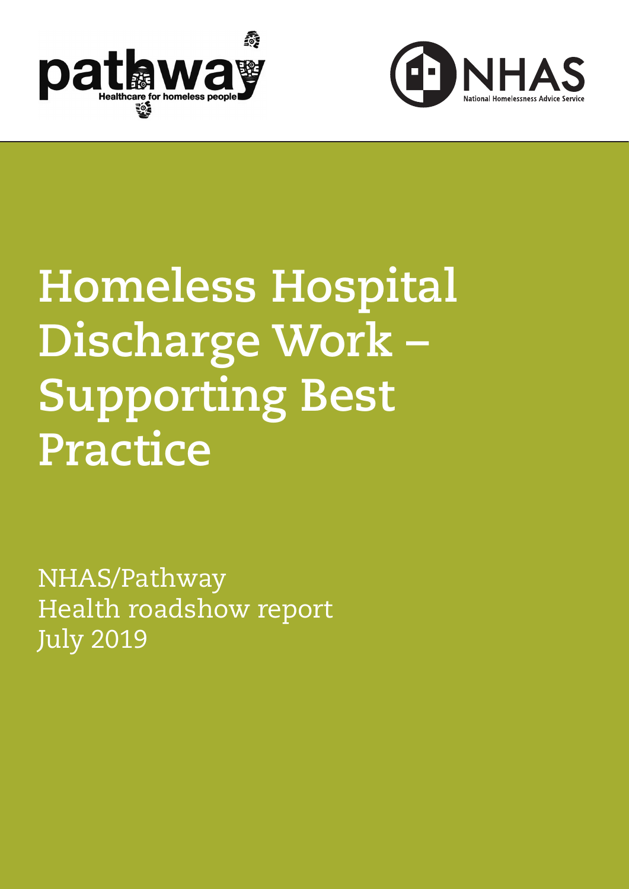pathway

Healthcare for homeless people

NHAS

National Homelessness Advice Service

# Homeless Hospital Discharge Work – Supporting Best Practice

NHAS/Pathway
Health roadshow report
July 2019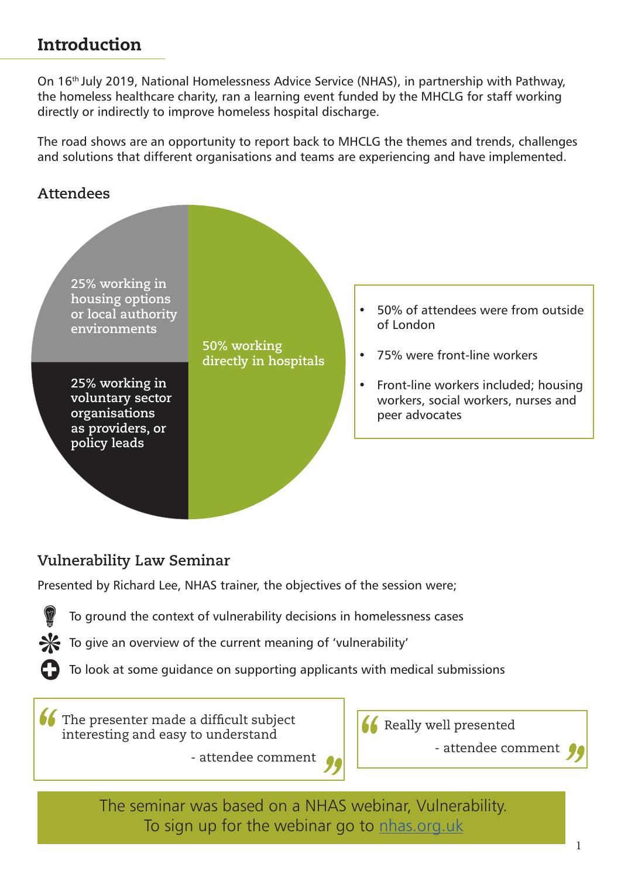## Introduction

On 16th July 2019, National Homelessness Advice Service (NHAS), in partnership with Pathway, the homeless healthcare charity, ran a learning event funded by the MHCLG for staff working directly or indirectly to improve homeless hospital discharge.

The road shows are an opportunity to report back to MHCLG the themes and trends, challenges and solutions that different organisations and teams are experiencing and have implemented.

### Attendees

- 50% working directly in hospitals
- 25% working in housing options or local authority environments
- 25% working in voluntary sector organisations as providers, or policy leads

- 50% of attendees were from outside of London
- 75% were front-line workers
- Front-line workers included; housing workers, social workers, nurses and peer advocates

### Vulnerability Law Seminar

Presented by Richard Lee, NHAS trainer, the objectives of the session were;

- To ground the context of vulnerability decisions in homelessness cases
- To give an overview of the current meaning of 'vulnerability'
- To look at some guidance on supporting applicants with medical submissions

> "The presenter made a difficult subject interesting and easy to understand"
>
> - attendee comment

> "Really well presented"
>
> - attendee comment

The seminar was based on a NHAS webinar, Vulnerability.
To sign up for the webinar go to nhas.org.uk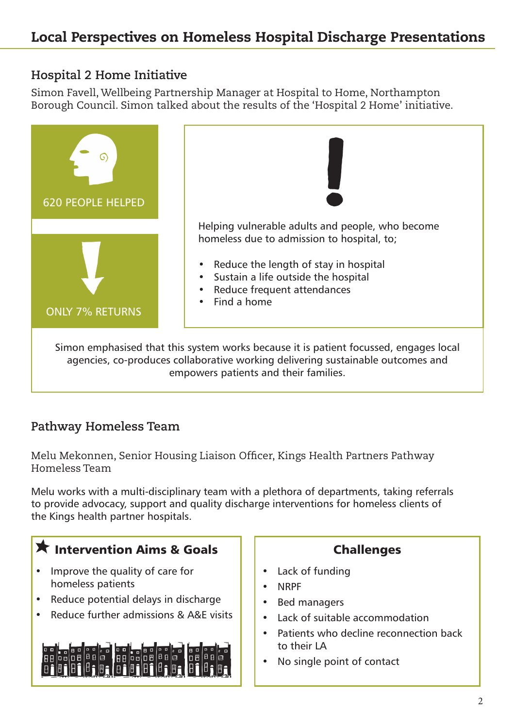# Local Perspectives on Homeless Hospital Discharge Presentations

## Hospital 2 Home Initiative

Simon Favell, Wellbeing Partnership Manager at Hospital to Home, Northampton Borough Council. Simon talked about the results of the 'Hospital 2 Home' initiative.

620 PEOPLE HELPED

ONLY 7% RETURNS

Helping vulnerable adults and people, who become homeless due to admission to hospital, to;

- Reduce the length of stay in hospital
- Sustain a life outside the hospital
- Reduce frequent attendances
- Find a home

Simon emphasised that this system works because it is patient focussed, engages local agencies, co-produces collaborative working delivering sustainable outcomes and empowers patients and their families.

## Pathway Homeless Team

Melu Mekonnen, Senior Housing Liaison Officer, Kings Health Partners Pathway Homeless Team

Melu works with a multi-disciplinary team with a plethora of departments, taking referrals to provide advocacy, support and quality discharge interventions for homeless clients of the Kings health partner hospitals.

### Intervention Aims & Goals

- Improve the quality of care for homeless patients
- Reduce potential delays in discharge
- Reduce further admissions & A&E visits

### Challenges

- Lack of funding
- NRPF
- Bed managers
- Lack of suitable accommodation
- Patients who decline reconnection back to their LA
- No single point of contact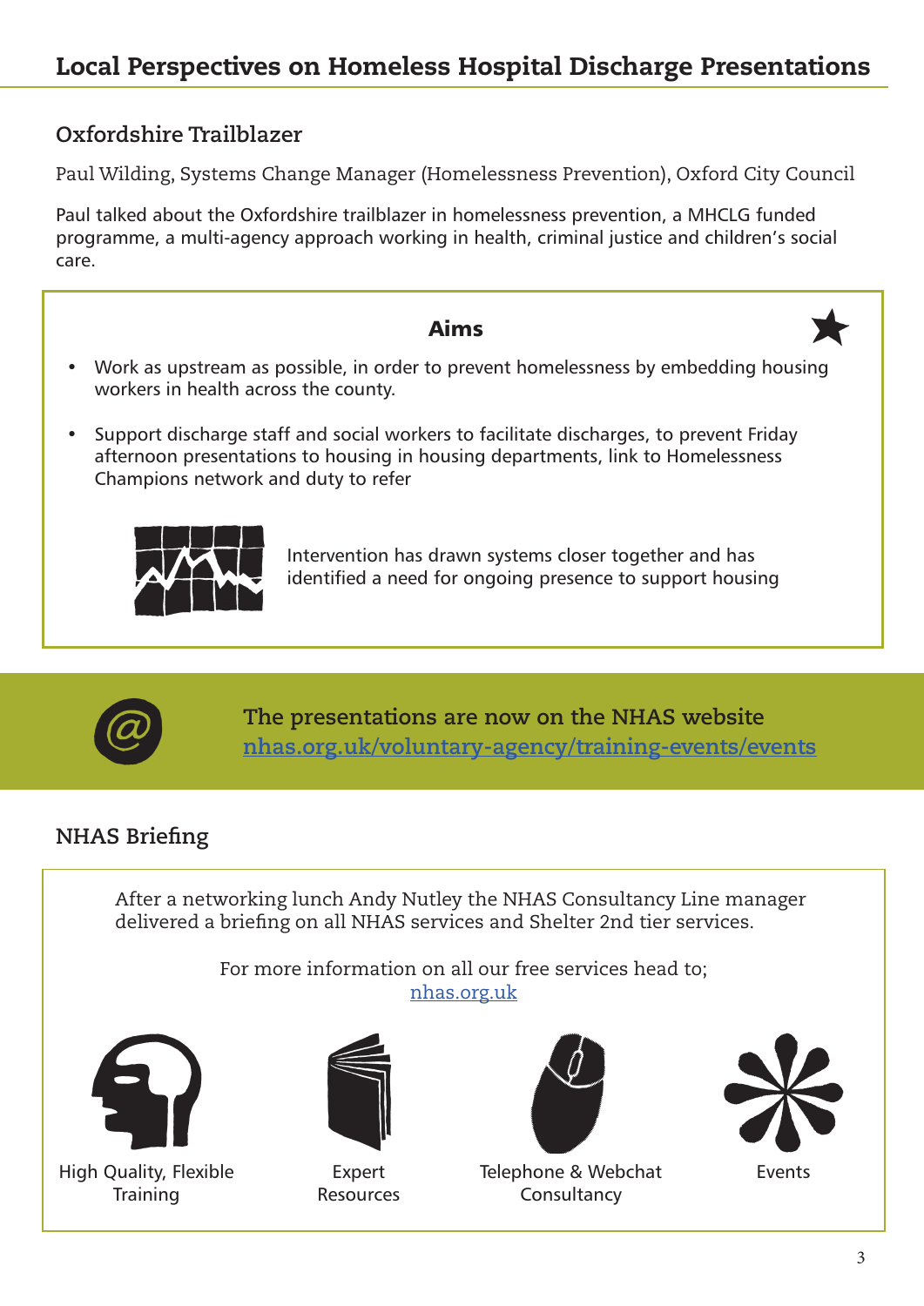# Local Perspectives on Homeless Hospital Discharge Presentations

## Oxfordshire Trailblazer

Paul Wilding, Systems Change Manager (Homelessness Prevention), Oxford City Council

Paul talked about the Oxfordshire trailblazer in homelessness prevention, a MHCLG funded programme, a multi-agency approach working in health, criminal justice and children's social care.

**Aims**

- Work as upstream as possible, in order to prevent homelessness by embedding housing workers in health across the county.
- Support discharge staff and social workers to facilitate discharges, to prevent Friday afternoon presentations to housing in housing departments, link to Homelessness Champions network and duty to refer

Intervention has drawn systems closer together and has identified a need for ongoing presence to support housing

**The presentations are now on the NHAS website**
nhas.org.uk/voluntary-agency/training-events/events

## NHAS Briefing

After a networking lunch Andy Nutley the NHAS Consultancy Line manager delivered a briefing on all NHAS services and Shelter 2nd tier services.

For more information on all our free services head to;
nhas.org.uk

High Quality, Flexible Training

Expert Resources

Telephone & Webchat Consultancy

Events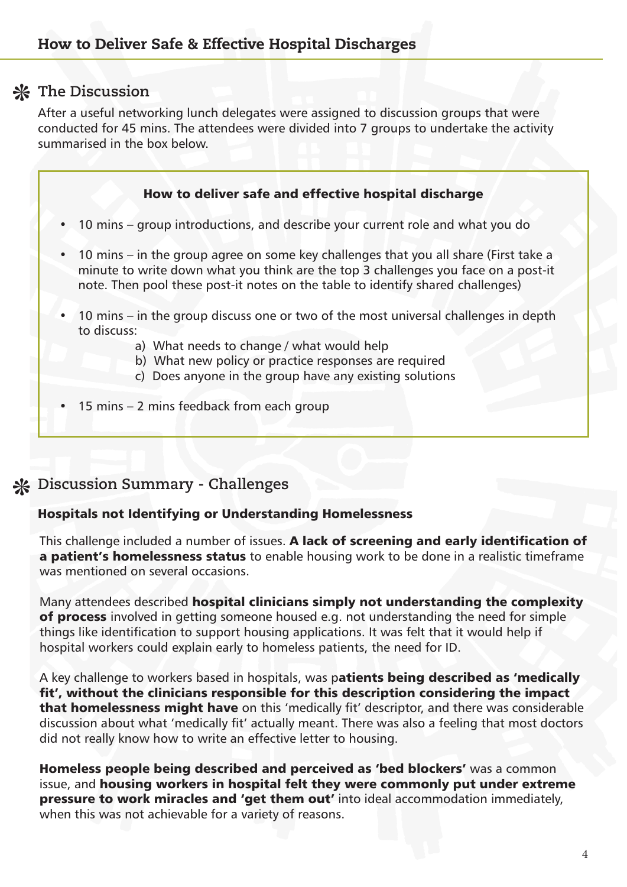## The Discussion

After a useful networking lunch delegates were assigned to discussion groups that were conducted for 45 mins. The attendees were divided into 7 groups to undertake the activity summarised in the box below.

**How to deliver safe and effective hospital discharge**

- 10 mins – group introductions, and describe your current role and what you do
- 10 mins – in the group agree on some key challenges that you all share (First take a minute to write down what you think are the top 3 challenges you face on a post-it note. Then pool these post-it notes on the table to identify shared challenges)
- 10 mins – in the group discuss one or two of the most universal challenges in depth to discuss:
    a) What needs to change / what would help
    b) What new policy or practice responses are required
    c) Does anyone in the group have any existing solutions
- 15 mins – 2 mins feedback from each group

## Discussion Summary - Challenges

### Hospitals not Identifying or Understanding Homelessness

This challenge included a number of issues. **A lack of screening and early identification of a patient's homelessness status** to enable housing work to be done in a realistic timeframe was mentioned on several occasions.

Many attendees described **hospital clinicians simply not understanding the complexity of process** involved in getting someone housed e.g. not understanding the need for simple things like identification to support housing applications. It was felt that it would help if hospital workers could explain early to homeless patients, the need for ID.

A key challenge to workers based in hospitals, was p**atients being described as 'medically fit', without the clinicians responsible for this description considering the impact that homelessness might have** on this 'medically fit' descriptor, and there was considerable discussion about what 'medically fit' actually meant. There was also a feeling that most doctors did not really know how to write an effective letter to housing.

**Homeless people being described and perceived as 'bed blockers'** was a common issue, and **housing workers in hospital felt they were commonly put under extreme pressure to work miracles and 'get them out'** into ideal accommodation immediately, when this was not achievable for a variety of reasons.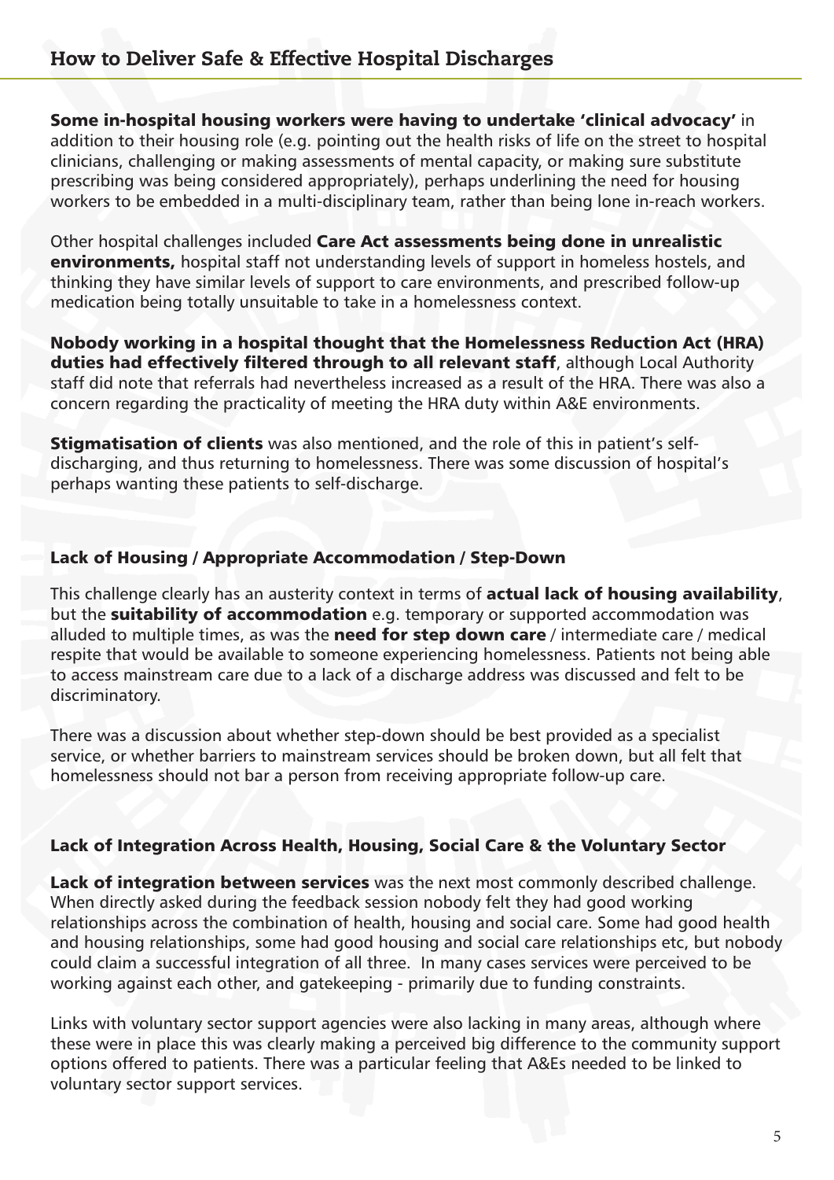**Some in-hospital housing workers were having to undertake 'clinical advocacy'** in addition to their housing role (e.g. pointing out the health risks of life on the street to hospital clinicians, challenging or making assessments of mental capacity, or making sure substitute prescribing was being considered appropriately), perhaps underlining the need for housing workers to be embedded in a multi-disciplinary team, rather than being lone in-reach workers.

Other hospital challenges included **Care Act assessments being done in unrealistic environments,** hospital staff not understanding levels of support in homeless hostels, and thinking they have similar levels of support to care environments, and prescribed follow-up medication being totally unsuitable to take in a homelessness context.

**Nobody working in a hospital thought that the Homelessness Reduction Act (HRA) duties had effectively filtered through to all relevant staff**, although Local Authority staff did note that referrals had nevertheless increased as a result of the HRA. There was also a concern regarding the practicality of meeting the HRA duty within A&E environments.

**Stigmatisation of clients** was also mentioned, and the role of this in patient's self-discharging, and thus returning to homelessness. There was some discussion of hospital's perhaps wanting these patients to self-discharge.

### Lack of Housing / Appropriate Accommodation / Step-Down

This challenge clearly has an austerity context in terms of **actual lack of housing availability**, but the **suitability of accommodation** e.g. temporary or supported accommodation was alluded to multiple times, as was the **need for step down care** / intermediate care / medical respite that would be available to someone experiencing homelessness. Patients not being able to access mainstream care due to a lack of a discharge address was discussed and felt to be discriminatory.

There was a discussion about whether step-down should be best provided as a specialist service, or whether barriers to mainstream services should be broken down, but all felt that homelessness should not bar a person from receiving appropriate follow-up care.

### Lack of Integration Across Health, Housing, Social Care & the Voluntary Sector

**Lack of integration between services** was the next most commonly described challenge. When directly asked during the feedback session nobody felt they had good working relationships across the combination of health, housing and social care. Some had good health and housing relationships, some had good housing and social care relationships etc, but nobody could claim a successful integration of all three. In many cases services were perceived to be working against each other, and gatekeeping - primarily due to funding constraints.

Links with voluntary sector support agencies were also lacking in many areas, although where these were in place this was clearly making a perceived big difference to the community support options offered to patients. There was a particular feeling that A&Es needed to be linked to voluntary sector support services.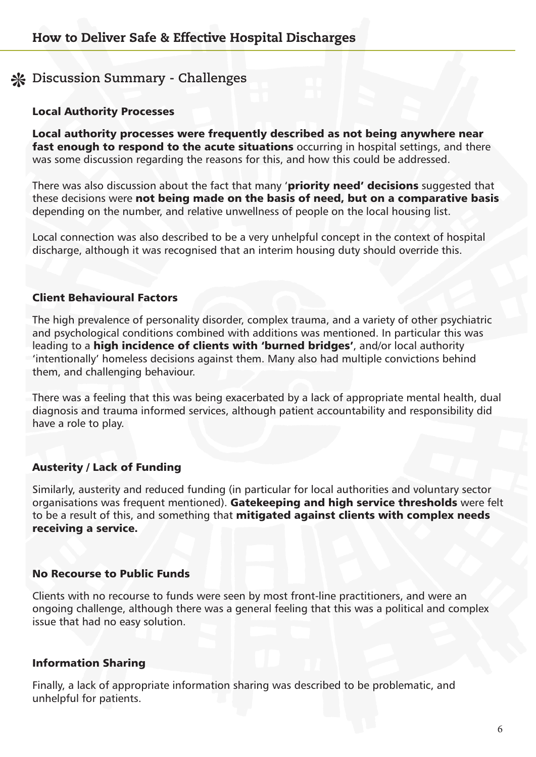## ❋ Discussion Summary - Challenges

### Local Authority Processes

**Local authority processes were frequently described as not being anywhere near fast enough to respond to the acute situations** occurring in hospital settings, and there was some discussion regarding the reasons for this, and how this could be addressed.

There was also discussion about the fact that many '**priority need' decisions** suggested that these decisions were **not being made on the basis of need, but on a comparative basis** depending on the number, and relative unwellness of people on the local housing list.

Local connection was also described to be a very unhelpful concept in the context of hospital discharge, although it was recognised that an interim housing duty should override this.

### Client Behavioural Factors

The high prevalence of personality disorder, complex trauma, and a variety of other psychiatric and psychological conditions combined with additions was mentioned. In particular this was leading to a **high incidence of clients with 'burned bridges'**, and/or local authority 'intentionally' homeless decisions against them. Many also had multiple convictions behind them, and challenging behaviour.

There was a feeling that this was being exacerbated by a lack of appropriate mental health, dual diagnosis and trauma informed services, although patient accountability and responsibility did have a role to play.

### Austerity / Lack of Funding

Similarly, austerity and reduced funding (in particular for local authorities and voluntary sector organisations was frequent mentioned). **Gatekeeping and high service thresholds** were felt to be a result of this, and something that **mitigated against clients with complex needs receiving a service.**

### No Recourse to Public Funds

Clients with no recourse to funds were seen by most front-line practitioners, and were an ongoing challenge, although there was a general feeling that this was a political and complex issue that had no easy solution.

### Information Sharing

Finally, a lack of appropriate information sharing was described to be problematic, and unhelpful for patients.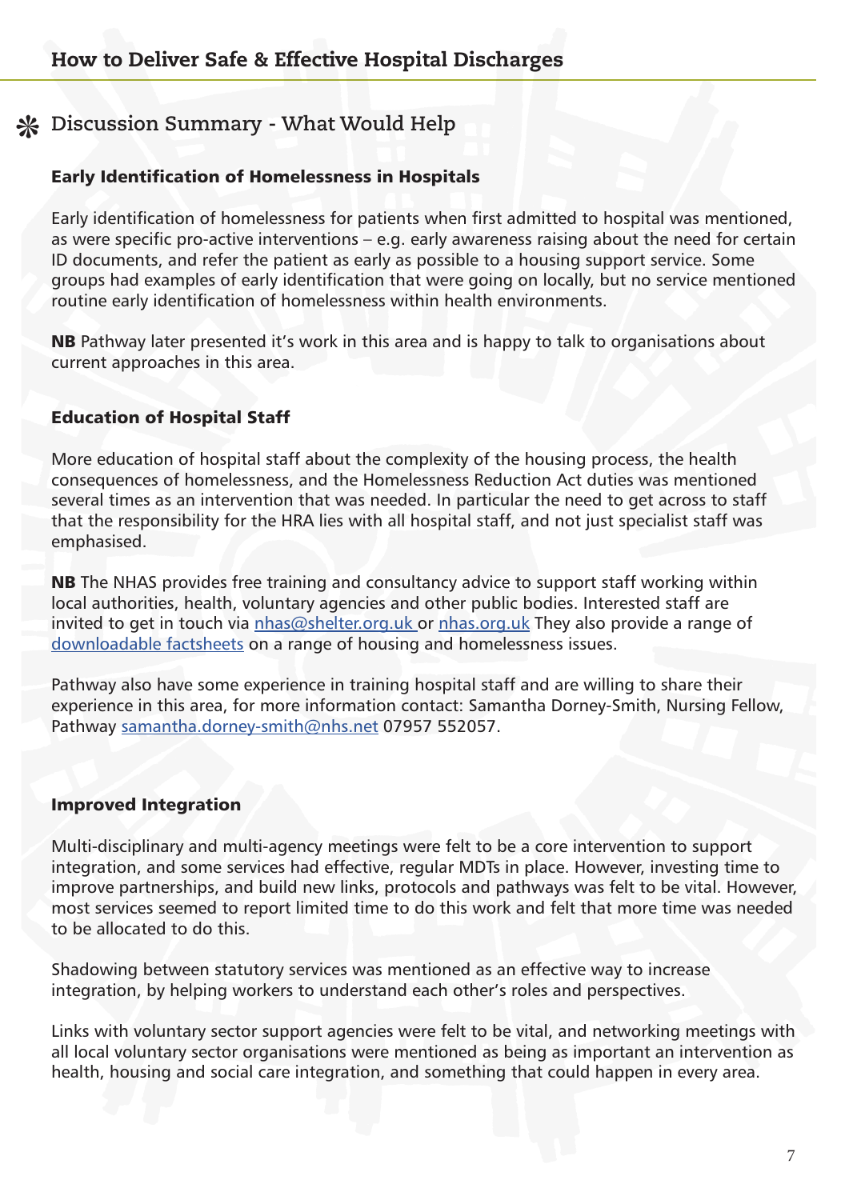## ❋ Discussion Summary - What Would Help

### Early Identification of Homelessness in Hospitals

Early identification of homelessness for patients when first admitted to hospital was mentioned, as were specific pro-active interventions – e.g. early awareness raising about the need for certain ID documents, and refer the patient as early as possible to a housing support service. Some groups had examples of early identification that were going on locally, but no service mentioned routine early identification of homelessness within health environments.

**NB** Pathway later presented it's work in this area and is happy to talk to organisations about current approaches in this area.

### Education of Hospital Staff

More education of hospital staff about the complexity of the housing process, the health consequences of homelessness, and the Homelessness Reduction Act duties was mentioned several times as an intervention that was needed. In particular the need to get across to staff that the responsibility for the HRA lies with all hospital staff, and not just specialist staff was emphasised.

**NB** The NHAS provides free training and consultancy advice to support staff working within local authorities, health, voluntary agencies and other public bodies. Interested staff are invited to get in touch via nhas@shelter.org.uk or nhas.org.uk They also provide a range of downloadable factsheets on a range of housing and homelessness issues.

Pathway also have some experience in training hospital staff and are willing to share their experience in this area, for more information contact: Samantha Dorney-Smith, Nursing Fellow, Pathway samantha.dorney-smith@nhs.net 07957 552057.

### Improved Integration

Multi-disciplinary and multi-agency meetings were felt to be a core intervention to support integration, and some services had effective, regular MDTs in place. However, investing time to improve partnerships, and build new links, protocols and pathways was felt to be vital. However, most services seemed to report limited time to do this work and felt that more time was needed to be allocated to do this.

Shadowing between statutory services was mentioned as an effective way to increase integration, by helping workers to understand each other's roles and perspectives.

Links with voluntary sector support agencies were felt to be vital, and networking meetings with all local voluntary sector organisations were mentioned as being as important an intervention as health, housing and social care integration, and something that could happen in every area.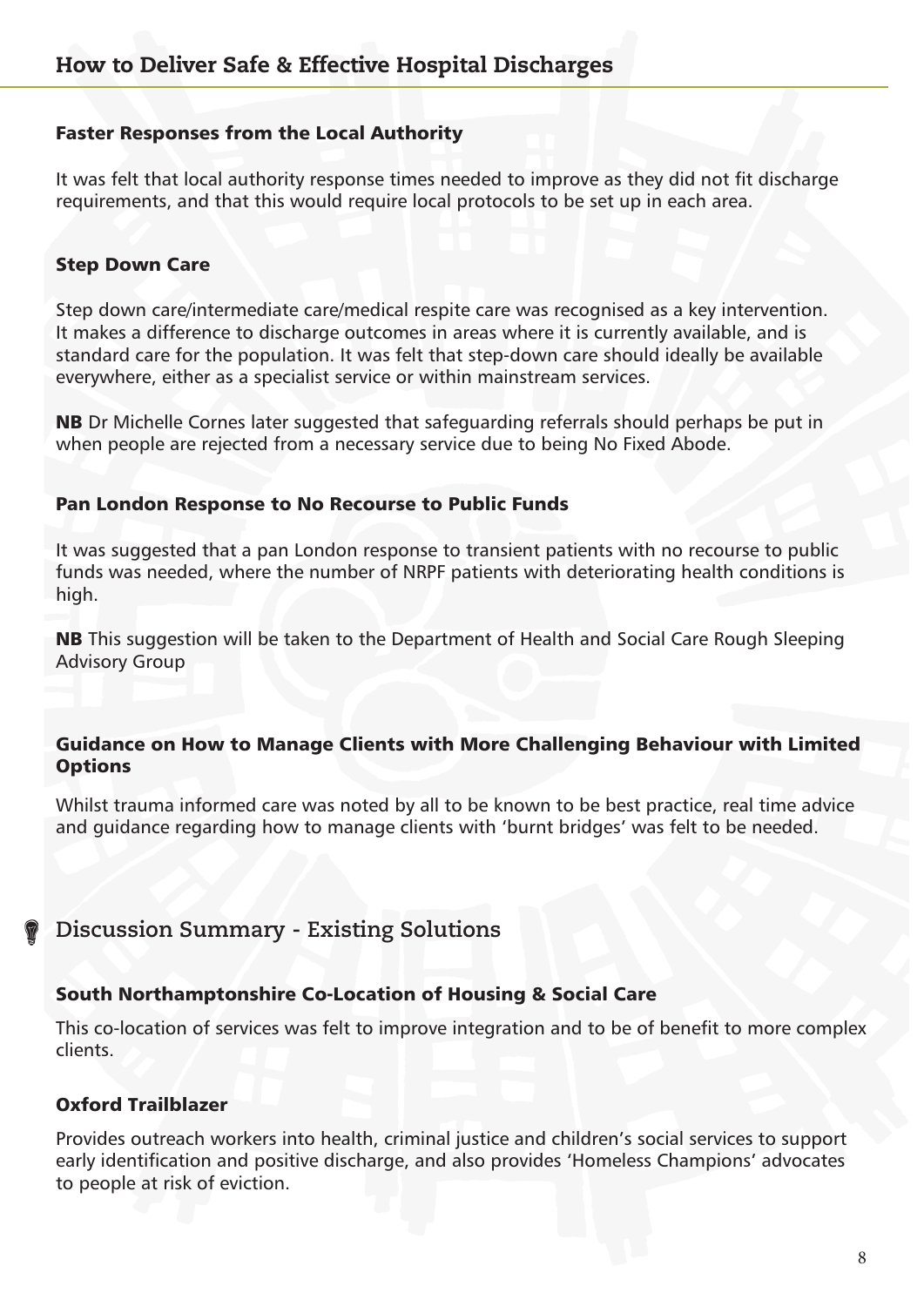### Faster Responses from the Local Authority

It was felt that local authority response times needed to improve as they did not fit discharge requirements, and that this would require local protocols to be set up in each area.

### Step Down Care

Step down care/intermediate care/medical respite care was recognised as a key intervention. It makes a difference to discharge outcomes in areas where it is currently available, and is standard care for the population. It was felt that step-down care should ideally be available everywhere, either as a specialist service or within mainstream services.

**NB** Dr Michelle Cornes later suggested that safeguarding referrals should perhaps be put in when people are rejected from a necessary service due to being No Fixed Abode.

### Pan London Response to No Recourse to Public Funds

It was suggested that a pan London response to transient patients with no recourse to public funds was needed, where the number of NRPF patients with deteriorating health conditions is high.

**NB** This suggestion will be taken to the Department of Health and Social Care Rough Sleeping Advisory Group

### Guidance on How to Manage Clients with More Challenging Behaviour with Limited Options

Whilst trauma informed care was noted by all to be known to be best practice, real time advice and guidance regarding how to manage clients with 'burnt bridges' was felt to be needed.

## Discussion Summary - Existing Solutions

### South Northamptonshire Co-Location of Housing & Social Care

This co-location of services was felt to improve integration and to be of benefit to more complex clients.

### Oxford Trailblazer

Provides outreach workers into health, criminal justice and children's social services to support early identification and positive discharge, and also provides 'Homeless Champions' advocates to people at risk of eviction.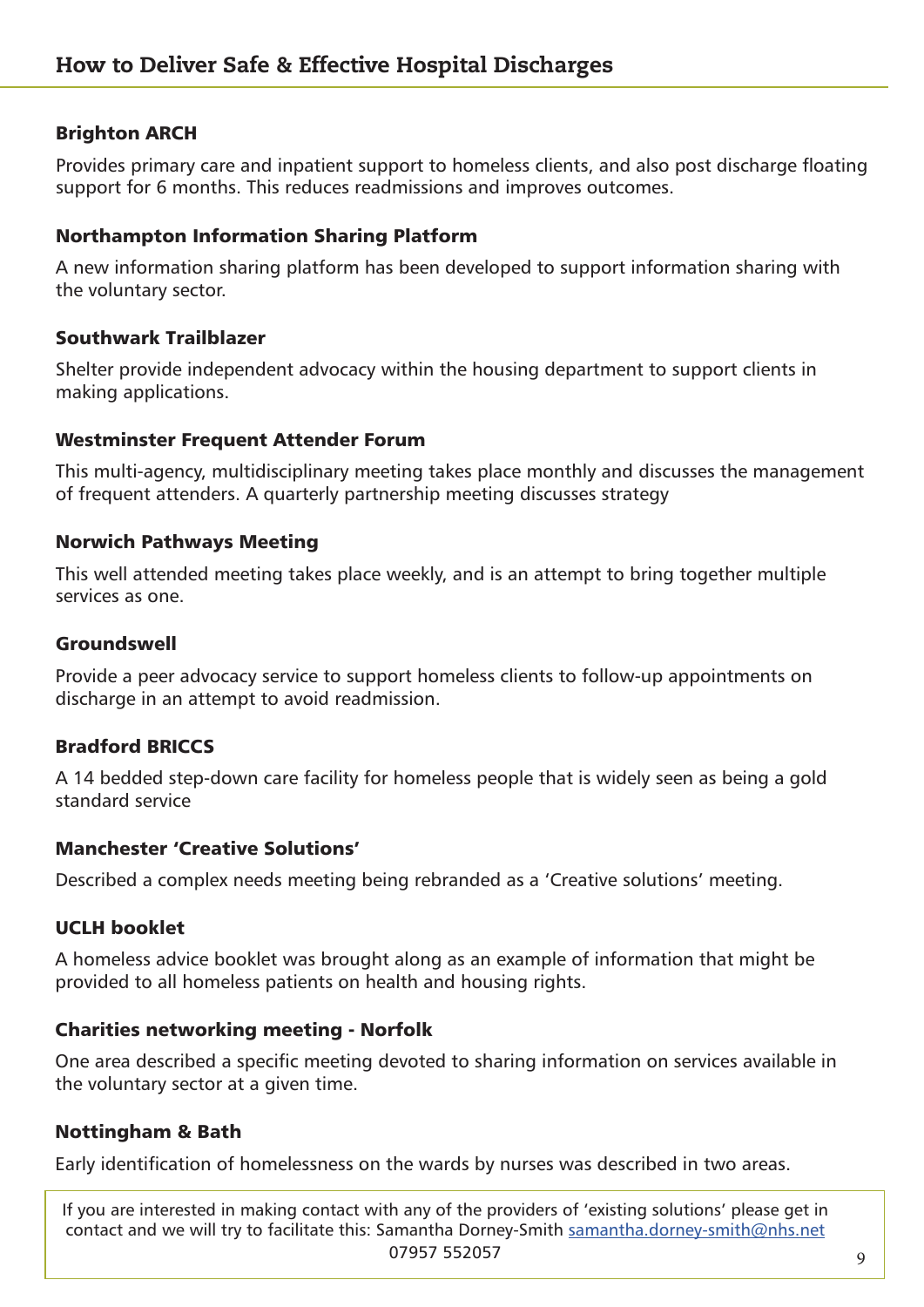### Brighton ARCH

Provides primary care and inpatient support to homeless clients, and also post discharge floating support for 6 months. This reduces readmissions and improves outcomes.

### Northampton Information Sharing Platform

A new information sharing platform has been developed to support information sharing with the voluntary sector.

### Southwark Trailblazer

Shelter provide independent advocacy within the housing department to support clients in making applications.

### Westminster Frequent Attender Forum

This multi-agency, multidisciplinary meeting takes place monthly and discusses the management of frequent attenders. A quarterly partnership meeting discusses strategy

### Norwich Pathways Meeting

This well attended meeting takes place weekly, and is an attempt to bring together multiple services as one.

### Groundswell

Provide a peer advocacy service to support homeless clients to follow-up appointments on discharge in an attempt to avoid readmission.

### Bradford BRICCS

A 14 bedded step-down care facility for homeless people that is widely seen as being a gold standard service

### Manchester 'Creative Solutions'

Described a complex needs meeting being rebranded as a 'Creative solutions' meeting.

### UCLH booklet

A homeless advice booklet was brought along as an example of information that might be provided to all homeless patients on health and housing rights.

### Charities networking meeting - Norfolk

One area described a specific meeting devoted to sharing information on services available in the voluntary sector at a given time.

### Nottingham & Bath

Early identification of homelessness on the wards by nurses was described in two areas.

If you are interested in making contact with any of the providers of 'existing solutions' please get in contact and we will try to facilitate this: Samantha Dorney-Smith samantha.dorney-smith@nhs.net 07957 552057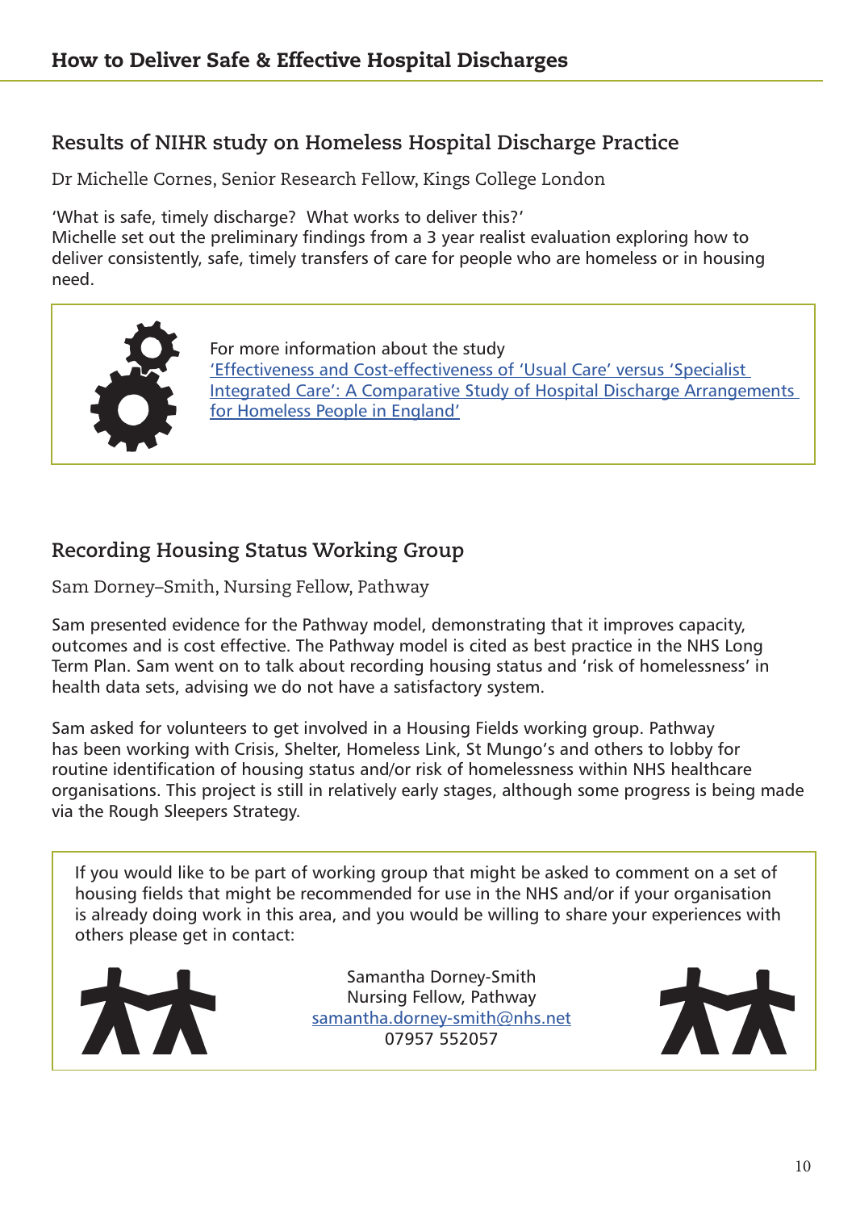## Results of NIHR study on Homeless Hospital Discharge Practice

Dr Michelle Cornes, Senior Research Fellow, Kings College London

'What is safe, timely discharge? What works to deliver this?'
Michelle set out the preliminary findings from a 3 year realist evaluation exploring how to deliver consistently, safe, timely transfers of care for people who are homeless or in housing need.

For more information about the study
'Effectiveness and Cost-effectiveness of 'Usual Care' versus 'Specialist Integrated Care': A Comparative Study of Hospital Discharge Arrangements for Homeless People in England'

## Recording Housing Status Working Group

Sam Dorney–Smith, Nursing Fellow, Pathway

Sam presented evidence for the Pathway model, demonstrating that it improves capacity, outcomes and is cost effective. The Pathway model is cited as best practice in the NHS Long Term Plan. Sam went on to talk about recording housing status and 'risk of homelessness' in health data sets, advising we do not have a satisfactory system.

Sam asked for volunteers to get involved in a Housing Fields working group. Pathway has been working with Crisis, Shelter, Homeless Link, St Mungo's and others to lobby for routine identification of housing status and/or risk of homelessness within NHS healthcare organisations. This project is still in relatively early stages, although some progress is being made via the Rough Sleepers Strategy.

If you would like to be part of working group that might be asked to comment on a set of housing fields that might be recommended for use in the NHS and/or if your organisation is already doing work in this area, and you would be willing to share your experiences with others please get in contact:

Samantha Dorney-Smith
Nursing Fellow, Pathway
samantha.dorney-smith@nhs.net
07957 552057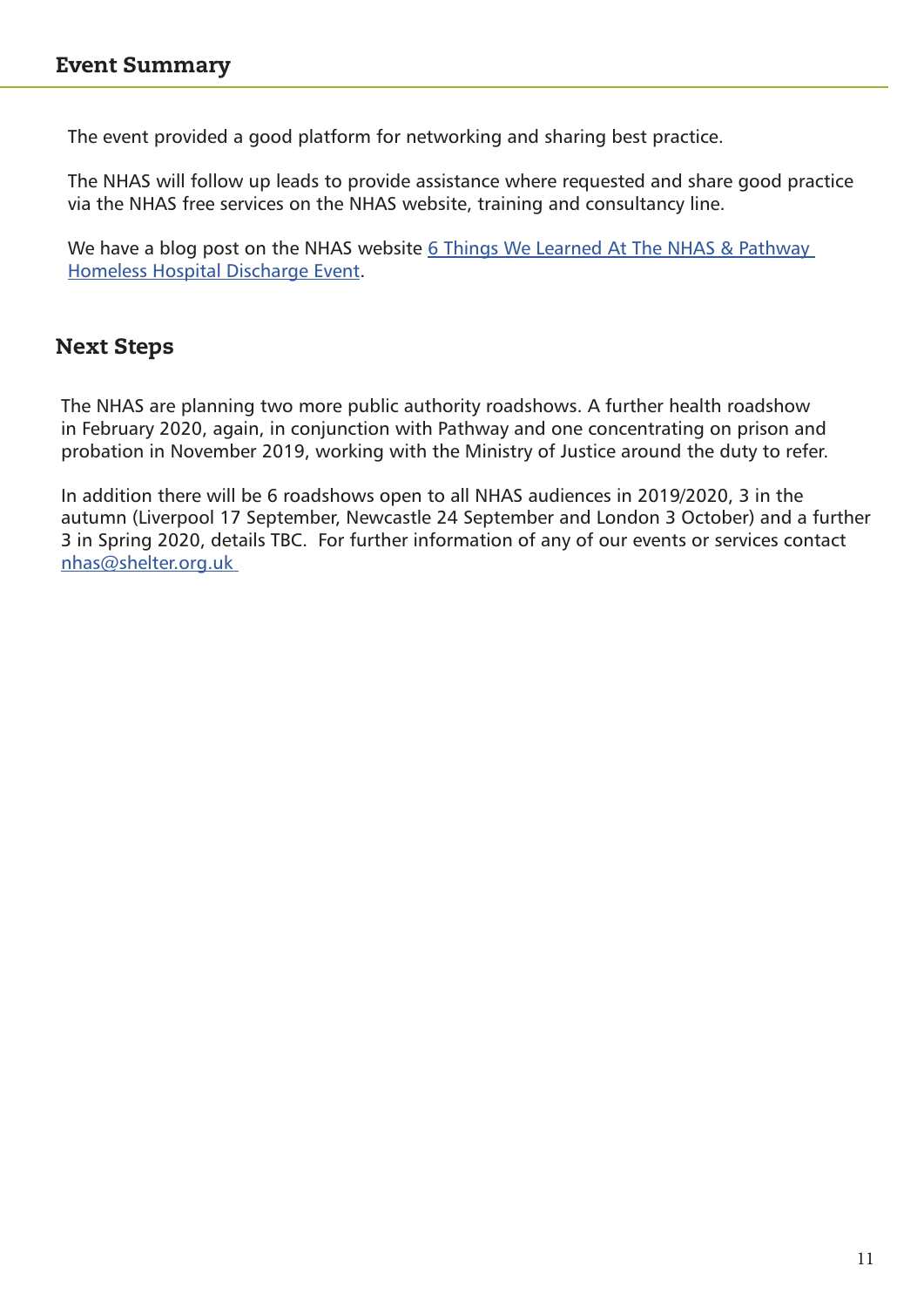## Event Summary

The event provided a good platform for networking and sharing best practice.

The NHAS will follow up leads to provide assistance where requested and share good practice via the NHAS free services on the NHAS website, training and consultancy line.

We have a blog post on the NHAS website [6 Things We Learned At The NHAS & Pathway Homeless Hospital Discharge Event](#).

## Next Steps

The NHAS are planning two more public authority roadshows. A further health roadshow in February 2020, again, in conjunction with Pathway and one concentrating on prison and probation in November 2019, working with the Ministry of Justice around the duty to refer.

In addition there will be 6 roadshows open to all NHAS audiences in 2019/2020, 3 in the autumn (Liverpool 17 September, Newcastle 24 September and London 3 October) and a further 3 in Spring 2020, details TBC. For further information of any of our events or services contact nhas@shelter.org.uk